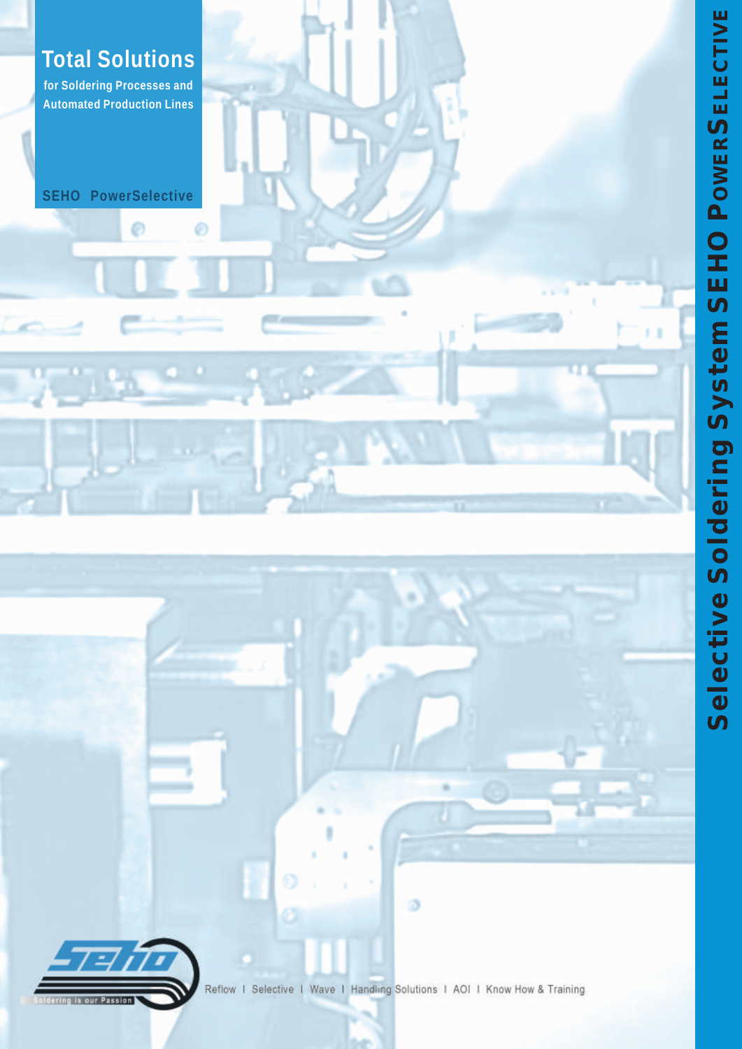# Total Solutions

for Soldering Processes and Automated Production Lines

SEHO PowerSelective

Soldering is our Passion

Reflow | Selective | Wave | Handling Solutions | AOI | Know How & Training

Selective Soldering System SEHO PowerSelective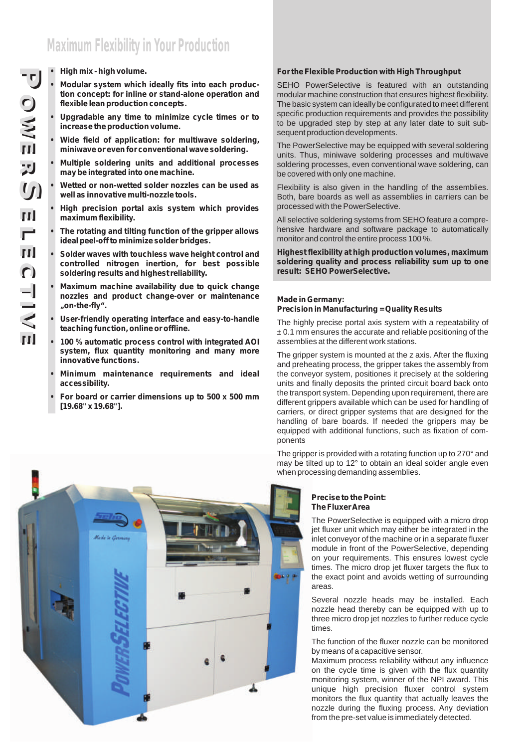# Maximum Flexibility in Your Production

- **High mix - high volume.**
- **Modular system which ideally fits into each production concept: for inline or stand-alone operation and flexible lean production concepts.**
- **Upgradable any time to minimize cycle times or to increase the production volume.**
- **Wide field of application: for multiwave soldering, miniwave or even for conventional wave soldering.**
- **Multiple soldering units and additional processes may be integrated into one machine.**
- **Wetted or non-wetted solder nozzles can be used as well as innovative multi-nozzle tools.**
- **High precision portal axis system which provides maximum flexibility.**
- **The rotating and tilting function of the gripper allows ideal peel-off to minimize solder bridges.**
- **Solder waves with touchless wave height control and controlled nitrogen inertion, for best possible soldering results and highest reliability.**
- **Maximum machine availability due to quick change nozzles and product change-over or maintenance „on-the-fly".**
- **User-friendly operating interface and easy-to-handle teaching function, online or offline.**
- **100 % automatic process control with integrated AOI system, flux quantity monitoring and many more innovative functions.**
- **Minimum maintenance requirements and ideal accessibility.**
- **For board or carrier dimensions up to 500 x 500 mm [19.68" x 19.68"].**

### For the Flexible Production with High Throughput

SEHO PowerSelective is featured with an outstanding modular machine construction that ensures highest flexibility. The basic system can ideally be configurated to meet different specific production requirements and provides the possibility to be upgraded step by step at any later date to suit subsequent production developments.

The PowerSelective may be equipped with several soldering units. Thus, miniwave soldering processes and multiwave soldering processes, even conventional wave soldering, can be covered with only one machine.

Flexibility is also given in the handling of the assemblies. Both, bare boards as well as assemblies in carriers can be processed with the PowerSelective.

All selective soldering systems from SEHO feature a comprehensive hardware and software package to automatically monitor and control the entire process 100 %.

**Highest flexibility at high production volumes, maximum soldering quality and process reliability sum up to one result: SEHO PowerSelective.**

### Made in Germany: Precision in Manufacturing = Quality Results

The highly precise portal axis system with a repeatability of ± 0.1 mm ensures the accurate and reliable positioning of the assemblies at the different work stations.

The gripper system is mounted at the z axis. After the fluxing and preheating process, the gripper takes the assembly from the conveyor system, positiones it precisely at the soldering units and finally deposits the printed circuit board back onto the transport system. Depending upon requirement, there are different grippers available which can be used for handling of carriers, or direct gripper systems that are designed for the handling of bare boards. If needed the grippers may be equipped with additional functions, such as fixation of components

The gripper is provided with a rotating function up to 270° and may be tilted up to 12° to obtain an ideal solder angle even when processing demanding assemblies.

### Precise to the Point: The Fluxer Area

The PowerSelective is equipped with a micro drop jet fluxer unit which may either be integrated in the inlet conveyor of the machine or in a separate fluxer module in front of the PowerSelective, depending on your requirements. This ensures lowest cycle times. The micro drop jet fluxer targets the flux to the exact point and avoids wetting of surrounding areas.

Several nozzle heads may be installed. Each nozzle head thereby can be equipped with up to three micro drop jet nozzles to further reduce cycle times.

The function of the fluxer nozzle can be monitored by means of a capacitive sensor.
Maximum process reliability without any influence on the cycle time is given with the flux quantity monitoring system, winner of the NPI award. This unique high precision fluxer control system monitors the flux quantity that actually leaves the nozzle during the fluxing process. Any deviation from the pre-set value is immediately detected.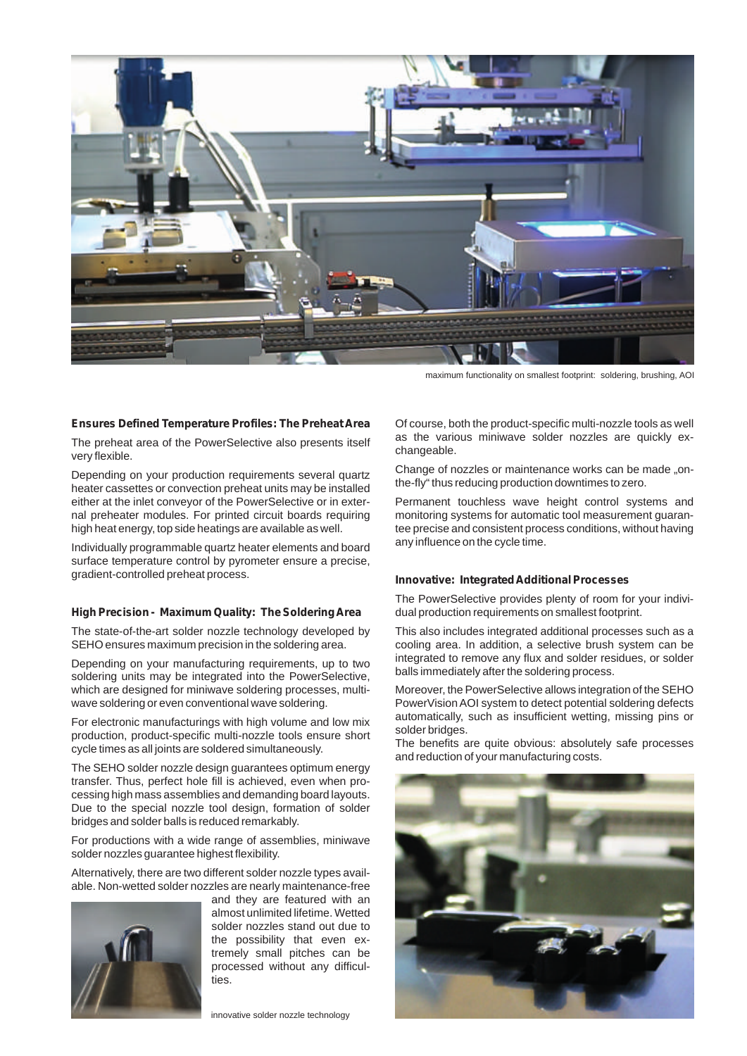maximum functionality on smallest footprint: soldering, brushing, AOI

**Ensures Defined Temperature Profiles: The Preheat Area**

The preheat area of the PowerSelective also presents itself very flexible.

Depending on your production requirements several quartz heater cassettes or convection preheat units may be installed either at the inlet conveyor of the PowerSelective or in external preheater modules. For printed circuit boards requiring high heat energy, top side heatings are available as well.

Individually programmable quartz heater elements and board surface temperature control by pyrometer ensure a precise, gradient-controlled preheat process.

**High Precision - Maximum Quality: The Soldering Area**

The state-of-the-art solder nozzle technology developed by SEHO ensures maximum precision in the soldering area.

Depending on your manufacturing requirements, up to two soldering units may be integrated into the PowerSelective, which are designed for miniwave soldering processes, multi-wave soldering or even conventional wave soldering.

For electronic manufacturings with high volume and low mix production, product-specific multi-nozzle tools ensure short cycle times as all joints are soldered simultaneously.

The SEHO solder nozzle design guarantees optimum energy transfer. Thus, perfect hole fill is achieved, even when processing high mass assemblies and demanding board layouts. Due to the special nozzle tool design, formation of solder bridges and solder balls is reduced remarkably.

For productions with a wide range of assemblies, miniwave solder nozzles guarantee highest flexibility.

Alternatively, there are two different solder nozzle types available. Non-wetted solder nozzles are nearly maintenance-free and they are featured with an almost unlimited lifetime. Wetted solder nozzles stand out due to the possibility that even extremely small pitches can be processed without any difficulties.

innovative solder nozzle technology

Of course, both the product-specific multi-nozzle tools as well as the various miniwave solder nozzles are quickly exchangeable.

Change of nozzles or maintenance works can be made „on-the-fly" thus reducing production downtimes to zero.

Permanent touchless wave height control systems and monitoring systems for automatic tool measurement guarantee precise and consistent process conditions, without having any influence on the cycle time.

**Innovative: Integrated Additional Processes**

The PowerSelective provides plenty of room for your individual production requirements on smallest footprint.

This also includes integrated additional processes such as a cooling area. In addition, a selective brush system can be integrated to remove any flux and solder residues, or solder balls immediately after the soldering process.

Moreover, the PowerSelective allows integration of the SEHO PowerVision AOI system to detect potential soldering defects automatically, such as insufficient wetting, missing pins or solder bridges.

The benefits are quite obvious: absolutely safe processes and reduction of your manufacturing costs.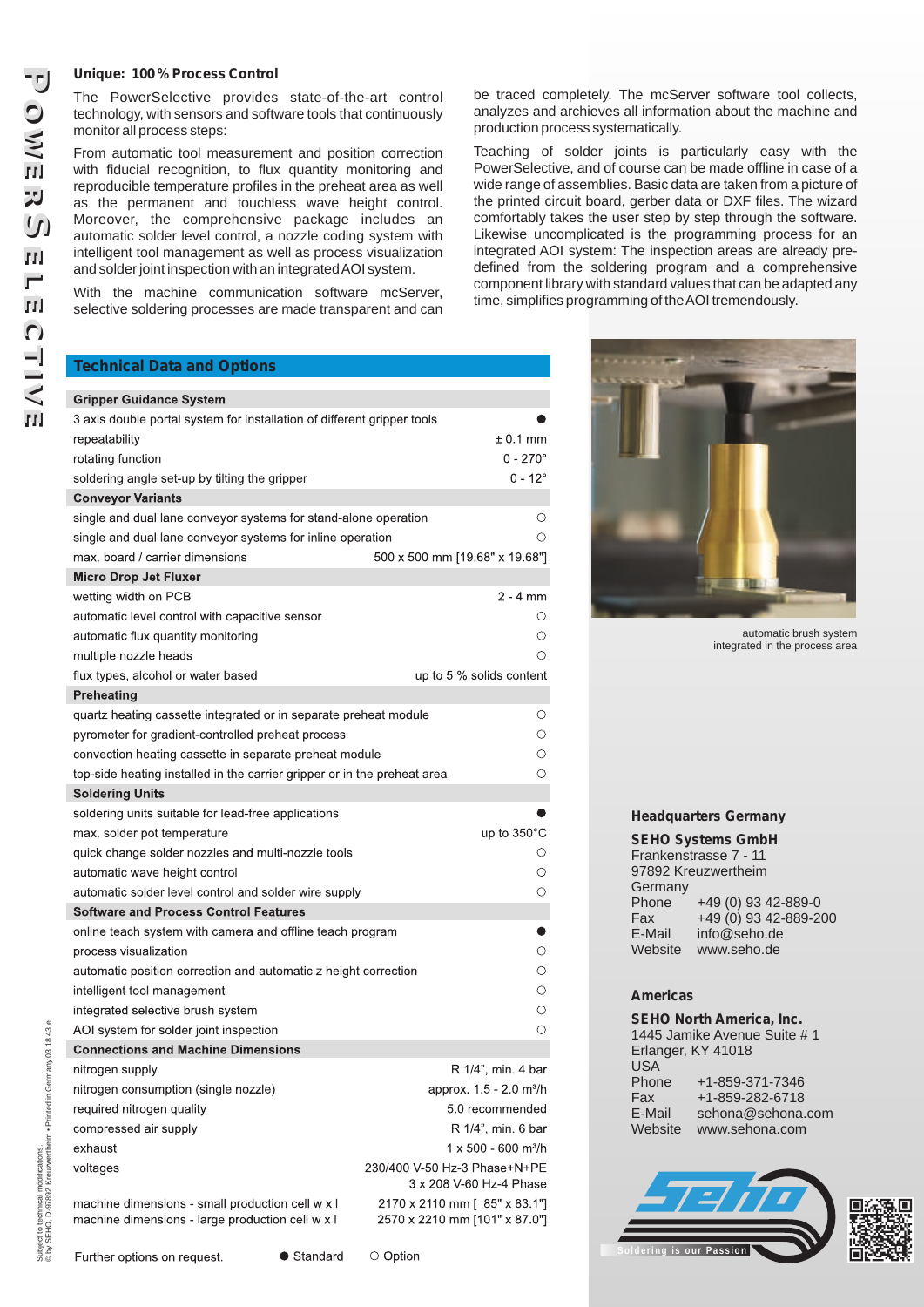**Unique: 100 % Process Control**

The PowerSelective provides state-of-the-art control technology, with sensors and software tools that continuously monitor all process steps:

From automatic tool measurement and position correction with fiducial recognition, to flux quantity monitoring and reproducible temperature profiles in the preheat area as well as the permanent and touchless wave height control. Moreover, the comprehensive package includes an automatic solder level control, a nozzle coding system with intelligent tool management as well as process visualization and solder joint inspection with an integrated AOI system.

With the machine communication software mcServer, selective soldering processes are made transparent and can be traced completely. The mcServer software tool collects, analyzes and archieves all information about the machine and production process systematically.

Teaching of solder joints is particularly easy with the PowerSelective, and of course can be made offline in case of a wide range of assemblies. Basic data are taken from a picture of the printed circuit board, gerber data or DXF files. The wizard comfortably takes the user step by step through the software. Likewise uncomplicated is the programming process for an integrated AOI system: The inspection areas are already pre-defined from the soldering program and a comprehensive component library with standard values that can be adapted any time, simplifies programming of the AOI tremendously.

## Technical Data and Options

| | |
|---|---|
| **Gripper Guidance System** | |
| 3 axis double portal system for installation of different gripper tools | ● |
| repeatability | ± 0.1 mm |
| rotating function | 0 - 270° |
| soldering angle set-up by tilting the gripper | 0 - 12° |
| **Conveyor Variants** | |
| single and dual lane conveyor systems for stand-alone operation | ○ |
| single and dual lane conveyor systems for inline operation | ○ |
| max. board / carrier dimensions | 500 x 500 mm [19.68" x 19.68"] |
| **Micro Drop Jet Fluxer** | |
| wetting width on PCB | 2 - 4 mm |
| automatic level control with capacitive sensor | ○ |
| automatic flux quantity monitoring | ○ |
| multiple nozzle heads | ○ |
| flux types, alcohol or water based | up to 5 % solids content |
| **Preheating** | |
| quartz heating cassette integrated or in separate preheat module | ○ |
| pyrometer for gradient-controlled preheat process | ○ |
| convection heating cassette in separate preheat module | ○ |
| top-side heating installed in the carrier gripper or in the preheat area | ○ |
| **Soldering Units** | |
| soldering units suitable for lead-free applications | ● |
| max. solder pot temperature | up to 350°C |
| quick change solder nozzles and multi-nozzle tools | ○ |
| automatic wave height control | ○ |
| automatic solder level control and solder wire supply | ○ |
| **Software and Process Control Features** | |
| online teach system with camera and offline teach program | ● |
| process visualization | ○ |
| automatic position correction and automatic z height correction | ○ |
| intelligent tool management | ○ |
| integrated selective brush system | ○ |
| AOI system for solder joint inspection | ○ |
| **Connections and Machine Dimensions** | |
| nitrogen supply | R 1/4", min. 4 bar |
| nitrogen consumption (single nozzle) | approx. 1.5 - 2.0 m³/h |
| required nitrogen quality | 5.0 recommended |
| compressed air supply | R 1/4", min. 6 bar |
| exhaust | 1 x 500 - 600 m³/h |
| voltages | 230/400 V-50 Hz-3 Phase+N+PE<br>3 x 208 V-60 Hz-4 Phase |
| machine dimensions - small production cell w x l | 2170 x 2110 mm [ 85" x 83.1"] |
| machine dimensions - large production cell w x l | 2570 x 2210 mm [101" x 87.0"] |

Further options on request. ● Standard ○ Option

automatic brush system integrated in the process area

**Headquarters Germany**

**SEHO Systems GmbH**
Frankenstrasse 7 - 11
97892 Kreuzwertheim
Germany
Phone +49 (0) 93 42-889-0
Fax +49 (0) 93 42-889-200
E-Mail info@seho.de
Website www.seho.de

**Americas**

**SEHO North America, Inc.**
1445 Jamike Avenue Suite # 1
Erlanger, KY 41018
USA
Phone +1-859-371-7346
Fax +1-859-282-6718
E-Mail sehona@sehona.com
Website www.sehona.com

Soldering is our Passion

Subject to technical modifications.
© by SEHO, D-97892 Kreuzwertheim • Printed in Germany 03 18 43 e